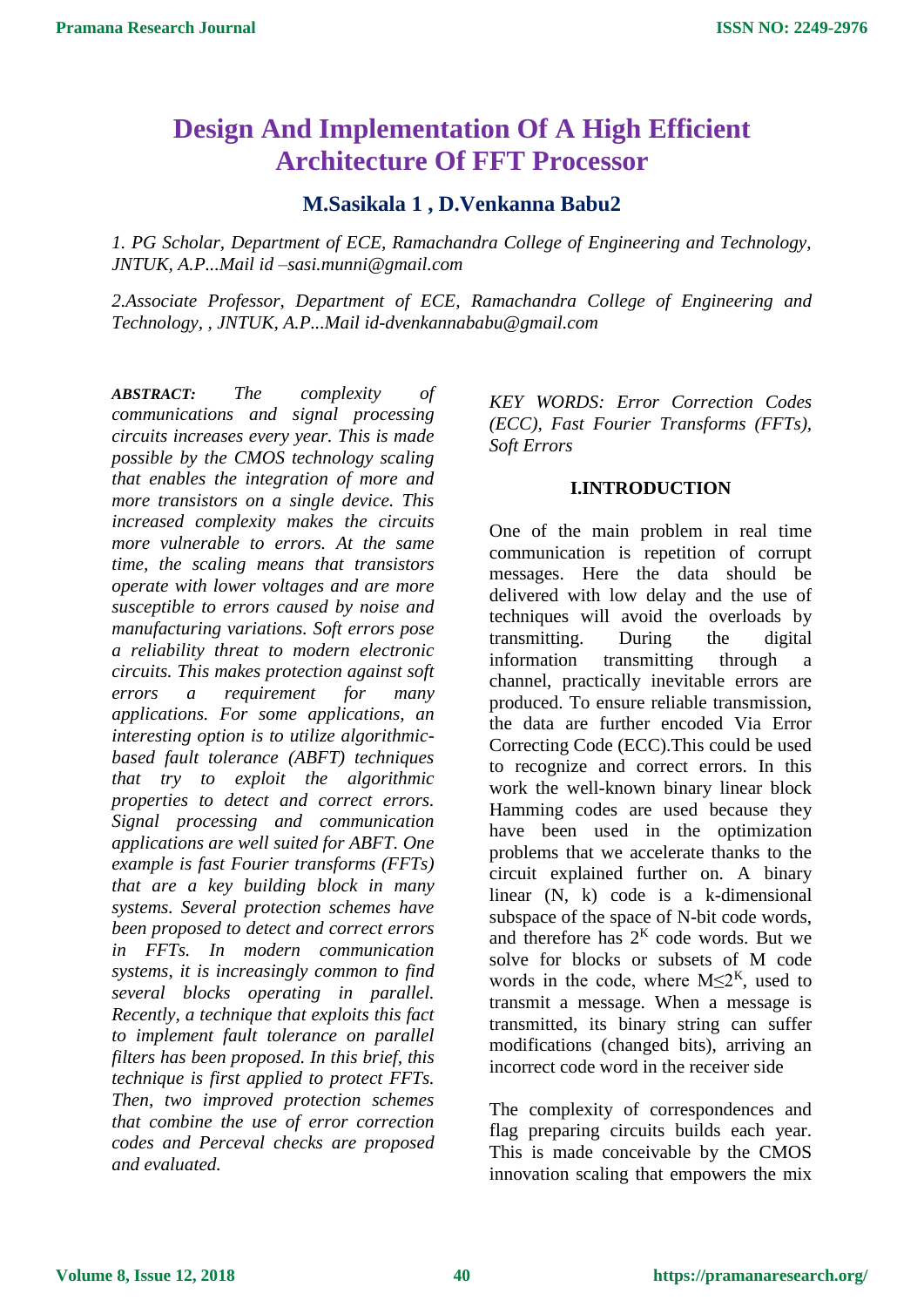# Design And Implementation Of A High Efficient Architecture Of FFT Processor

**M.Sasikala 1 , D.Venkanna Babu2**

*1. PG Scholar, Department of ECE, Ramachandra College of Engineering and Technology, JNTUK, A.P...Mail id –sasi.munni@gmail.com*

*2.Associate Professor, Department of ECE, Ramachandra College of Engineering and Technology, , JNTUK, A.P...Mail id-dvenkannababu@gmail.com*

***ABSTRACT:*** *The complexity of communications and signal processing circuits increases every year. This is made possible by the CMOS technology scaling that enables the integration of more and more transistors on a single device. This increased complexity makes the circuits more vulnerable to errors. At the same time, the scaling means that transistors operate with lower voltages and are more susceptible to errors caused by noise and manufacturing variations. Soft errors pose a reliability threat to modern electronic circuits. This makes protection against soft errors a requirement for many applications. For some applications, an interesting option is to utilize algorithmic-based fault tolerance (ABFT) techniques that try to exploit the algorithmic properties to detect and correct errors. Signal processing and communication applications are well suited for ABFT. One example is fast Fourier transforms (FFTs) that are a key building block in many systems. Several protection schemes have been proposed to detect and correct errors in FFTs. In modern communication systems, it is increasingly common to find several blocks operating in parallel. Recently, a technique that exploits this fact to implement fault tolerance on parallel filters has been proposed. In this brief, this technique is first applied to protect FFTs. Then, two improved protection schemes that combine the use of error correction codes and Perceval checks are proposed and evaluated.*

*KEY WORDS: Error Correction Codes (ECC), Fast Fourier Transforms (FFTs), Soft Errors*

## I.INTRODUCTION

One of the main problem in real time communication is repetition of corrupt messages. Here the data should be delivered with low delay and the use of techniques will avoid the overloads by transmitting. During the digital information transmitting through a channel, practically inevitable errors are produced. To ensure reliable transmission, the data are further encoded Via Error Correcting Code (ECC).This could be used to recognize and correct errors. In this work the well-known binary linear block Hamming codes are used because they have been used in the optimization problems that we accelerate thanks to the circuit explained further on. A binary linear (N, k) code is a k-dimensional subspace of the space of N-bit code words, and therefore has $2^K$ code words. But we solve for blocks or subsets of M code words in the code, where $M \leq 2^K$, used to transmit a message. When a message is transmitted, its binary string can suffer modifications (changed bits), arriving an incorrect code word in the receiver side

The complexity of correspondences and flag preparing circuits builds each year. This is made conceivable by the CMOS innovation scaling that empowers the mix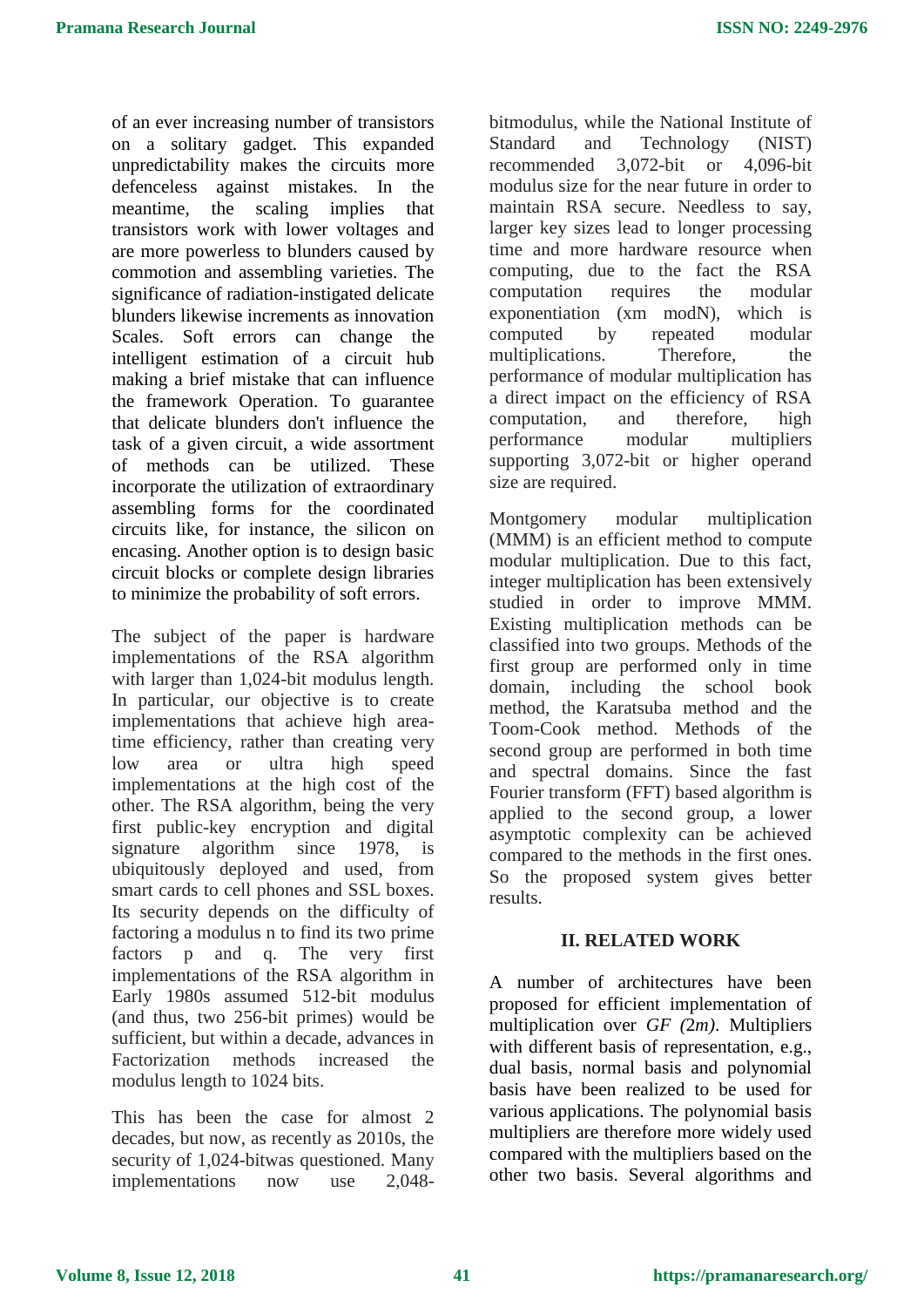of an ever increasing number of transistors on a solitary gadget. This expanded unpredictability makes the circuits more defenceless against mistakes. In the meantime, the scaling implies that transistors work with lower voltages and are more powerless to blunders caused by commotion and assembling varieties. The significance of radiation-instigated delicate blunders likewise increments as innovation Scales. Soft errors can change the intelligent estimation of a circuit hub making a brief mistake that can influence the framework Operation. To guarantee that delicate blunders don't influence the task of a given circuit, a wide assortment of methods can be utilized. These incorporate the utilization of extraordinary assembling forms for the coordinated circuits like, for instance, the silicon on encasing. Another option is to design basic circuit blocks or complete design libraries to minimize the probability of soft errors.

The subject of the paper is hardware implementations of the RSA algorithm with larger than 1,024-bit modulus length. In particular, our objective is to create implementations that achieve high area-time efficiency, rather than creating very low area or ultra high speed implementations at the high cost of the other. The RSA algorithm, being the very first public-key encryption and digital signature algorithm since 1978, is ubiquitously deployed and used, from smart cards to cell phones and SSL boxes. Its security depends on the difficulty of factoring a modulus n to find its two prime factors p and q. The very first implementations of the RSA algorithm in Early 1980s assumed 512-bit modulus (and thus, two 256-bit primes) would be sufficient, but within a decade, advances in Factorization methods increased the modulus length to 1024 bits.

This has been the case for almost 2 decades, but now, as recently as 2010s, the security of 1,024-bitwas questioned. Many implementations now use 2,048-bitmodulus, while the National Institute of Standard and Technology (NIST) recommended 3,072-bit or 4,096-bit modulus size for the near future in order to maintain RSA secure. Needless to say, larger key sizes lead to longer processing time and more hardware resource when computing, due to the fact the RSA computation requires the modular exponentiation (xm modN), which is computed by repeated modular multiplications. Therefore, the performance of modular multiplication has a direct impact on the efficiency of RSA computation, and therefore, high performance modular multipliers supporting 3,072-bit or higher operand size are required.

Montgomery modular multiplication (MMM) is an efficient method to compute modular multiplication. Due to this fact, integer multiplication has been extensively studied in order to improve MMM. Existing multiplication methods can be classified into two groups. Methods of the first group are performed only in time domain, including the school book method, the Karatsuba method and the Toom-Cook method. Methods of the second group are performed in both time and spectral domains. Since the fast Fourier transform (FFT) based algorithm is applied to the second group, a lower asymptotic complexity can be achieved compared to the methods in the first ones. So the proposed system gives better results.

## II. RELATED WORK

A number of architectures have been proposed for efficient implementation of multiplication over *GF (*2*m)*. Multipliers with different basis of representation, e.g., dual basis, normal basis and polynomial basis have been realized to be used for various applications. The polynomial basis multipliers are therefore more widely used compared with the multipliers based on the other two basis. Several algorithms and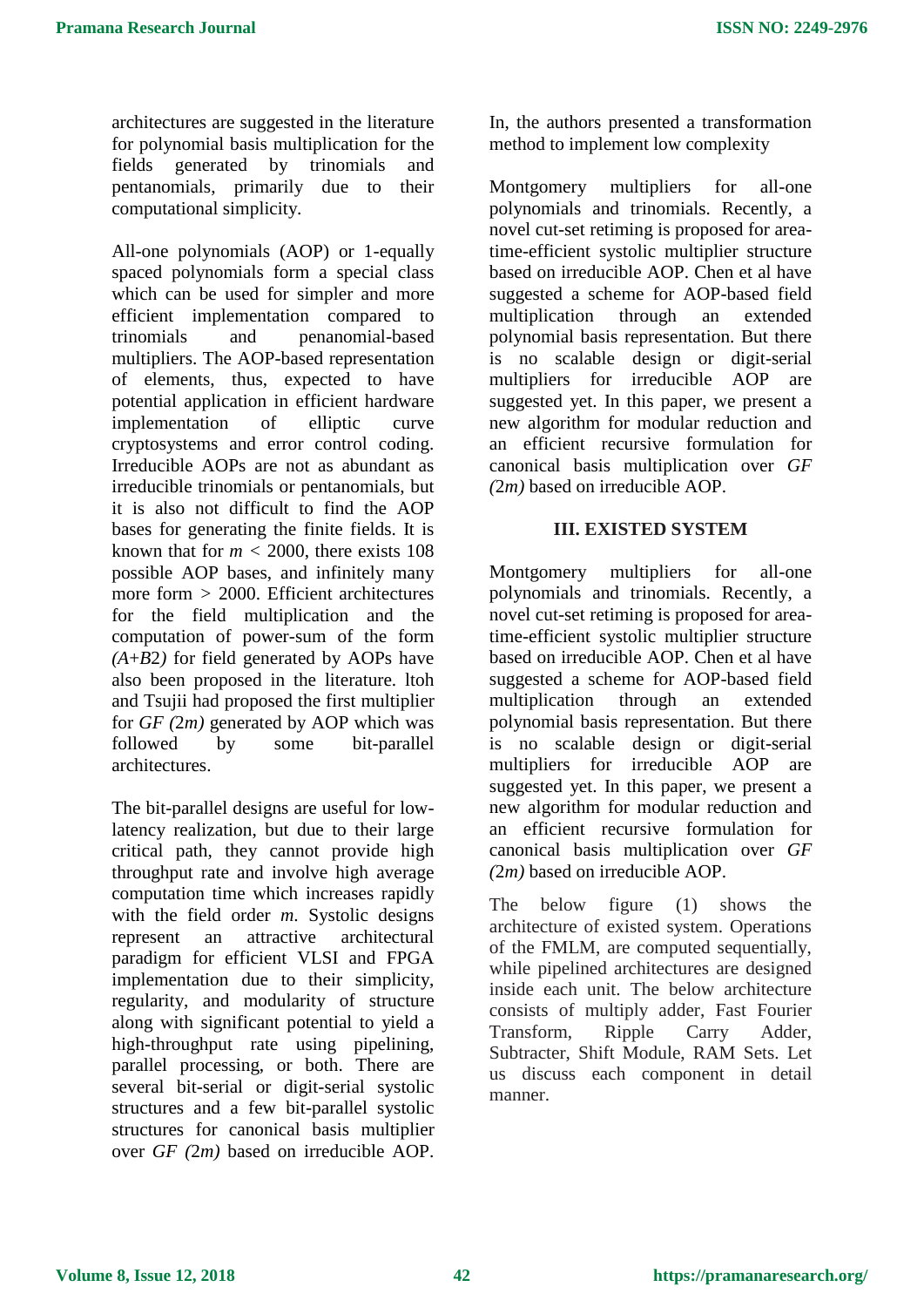architectures are suggested in the literature for polynomial basis multiplication for the fields generated by trinomials and pentanomials, primarily due to their computational simplicity.

All-one polynomials (AOP) or 1-equally spaced polynomials form a special class which can be used for simpler and more efficient implementation compared to trinomials and penanomial-based multipliers. The AOP-based representation of elements, thus, expected to have potential application in efficient hardware implementation of elliptic curve cryptosystems and error control coding. Irreducible AOPs are not as abundant as irreducible trinomials or pentanomials, but it is also not difficult to find the AOP bases for generating the finite fields. It is known that for $m < 2000$, there exists 108 possible AOP bases, and infinitely many more form > 2000. Efficient architectures for the field multiplication and the computation of power-sum of the form *(A+B2)* for field generated by AOPs have also been proposed in the literature. ltoh and Tsujii had proposed the first multiplier for *GF (2m)* generated by AOP which was followed by some bit-parallel architectures.

The bit-parallel designs are useful for low-latency realization, but due to their large critical path, they cannot provide high throughput rate and involve high average computation time which increases rapidly with the field order *m*. Systolic designs represent an attractive architectural paradigm for efficient VLSI and FPGA implementation due to their simplicity, regularity, and modularity of structure along with significant potential to yield a high-throughput rate using pipelining, parallel processing, or both. There are several bit-serial or digit-serial systolic structures and a few bit-parallel systolic structures for canonical basis multiplier over *GF (2m)* based on irreducible AOP. In, the authors presented a transformation method to implement low complexity

Montgomery multipliers for all-one polynomials and trinomials. Recently, a novel cut-set retiming is proposed for area-time-efficient systolic multiplier structure based on irreducible AOP. Chen et al have suggested a scheme for AOP-based field multiplication through an extended polynomial basis representation. But there is no scalable design or digit-serial multipliers for irreducible AOP are suggested yet. In this paper, we present a new algorithm for modular reduction and an efficient recursive formulation for canonical basis multiplication over *GF (2m)* based on irreducible AOP.

## III. EXISTED SYSTEM

Montgomery multipliers for all-one polynomials and trinomials. Recently, a novel cut-set retiming is proposed for area-time-efficient systolic multiplier structure based on irreducible AOP. Chen et al have suggested a scheme for AOP-based field multiplication through an extended polynomial basis representation. But there is no scalable design or digit-serial multipliers for irreducible AOP are suggested yet. In this paper, we present a new algorithm for modular reduction and an efficient recursive formulation for canonical basis multiplication over *GF (2m)* based on irreducible AOP.

The below figure (1) shows the architecture of existed system. Operations of the FMLM, are computed sequentially, while pipelined architectures are designed inside each unit. The below architecture consists of multiply adder, Fast Fourier Transform, Ripple Carry Adder, Subtracter, Shift Module, RAM Sets. Let us discuss each component in detail manner.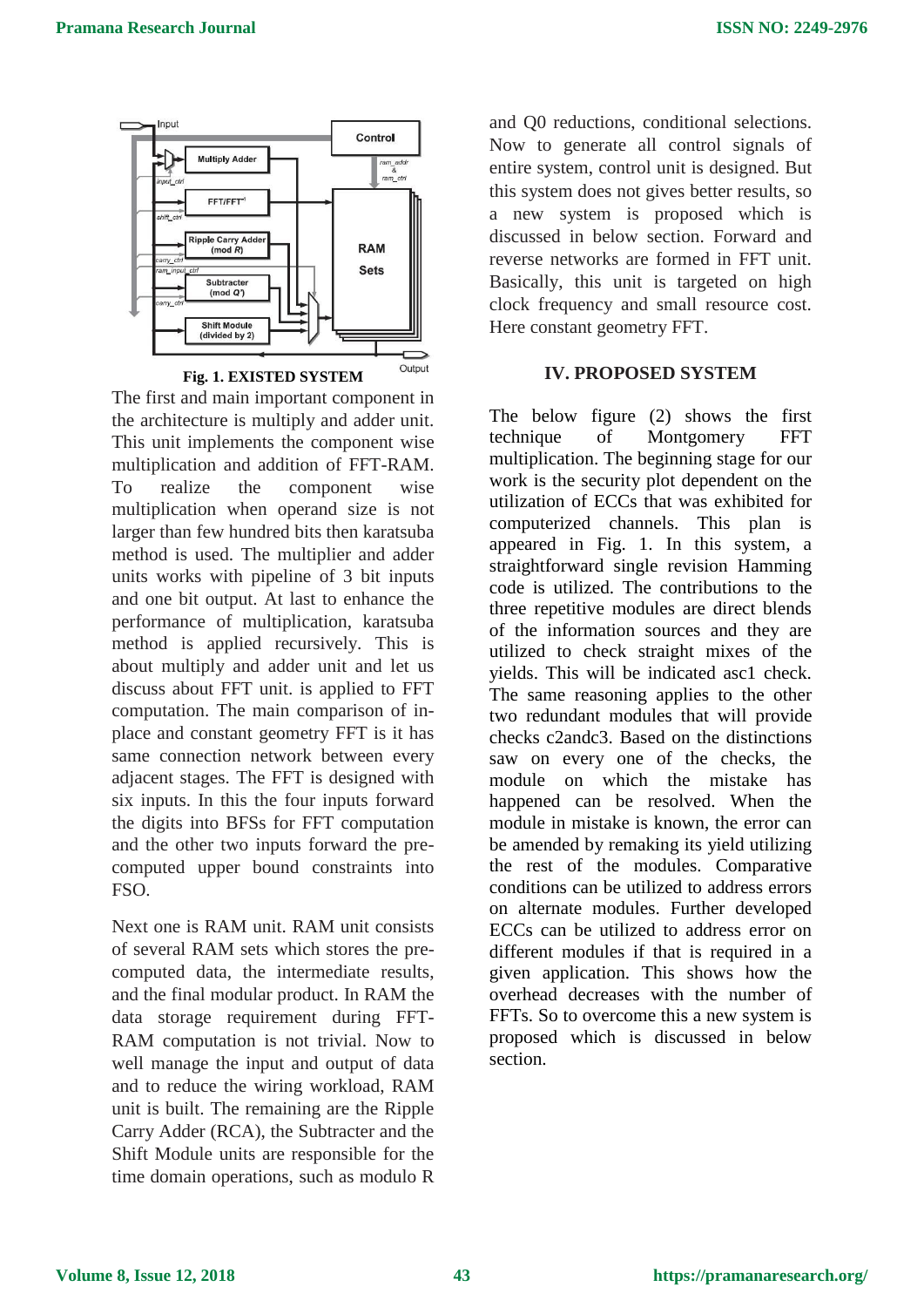**Fig. 1. EXISTED SYSTEM**

The first and main important component in the architecture is multiply and adder unit. This unit implements the component wise multiplication and addition of FFT-RAM. To realize the component wise multiplication when operand size is not larger than few hundred bits then karatsuba method is used. The multiplier and adder units works with pipeline of 3 bit inputs and one bit output. At last to enhance the performance of multiplication, karatsuba method is applied recursively. This is about multiply and adder unit and let us discuss about FFT unit. is applied to FFT computation. The main comparison of in-place and constant geometry FFT is it has same connection network between every adjacent stages. The FFT is designed with six inputs. In this the four inputs forward the digits into BFSs for FFT computation and the other two inputs forward the pre-computed upper bound constraints into FSO.

Next one is RAM unit. RAM unit consists of several RAM sets which stores the pre-computed data, the intermediate results, and the final modular product. In RAM the data storage requirement during FFT-RAM computation is not trivial. Now to well manage the input and output of data and to reduce the wiring workload, RAM unit is built. The remaining are the Ripple Carry Adder (RCA), the Subtracter and the Shift Module units are responsible for the time domain operations, such as modulo R and Q0 reductions, conditional selections. Now to generate all control signals of entire system, control unit is designed. But this system does not gives better results, so a new system is proposed which is discussed in below section. Forward and reverse networks are formed in FFT unit. Basically, this unit is targeted on high clock frequency and small resource cost. Here constant geometry FFT.

## IV. PROPOSED SYSTEM

The below figure (2) shows the first technique of Montgomery FFT multiplication. The beginning stage for our work is the security plot dependent on the utilization of ECCs that was exhibited for computerized channels. This plan is appeared in Fig. 1. In this system, a straightforward single revision Hamming code is utilized. The contributions to the three repetitive modules are direct blends of the information sources and they are utilized to check straight mixes of the yields. This will be indicated asc1 check. The same reasoning applies to the other two redundant modules that will provide checks c2andc3. Based on the distinctions saw on every one of the checks, the module on which the mistake has happened can be resolved. When the module in mistake is known, the error can be amended by remaking its yield utilizing the rest of the modules. Comparative conditions can be utilized to address errors on alternate modules. Further developed ECCs can be utilized to address error on different modules if that is required in a given application. This shows how the overhead decreases with the number of FFTs. So to overcome this a new system is proposed which is discussed in below section.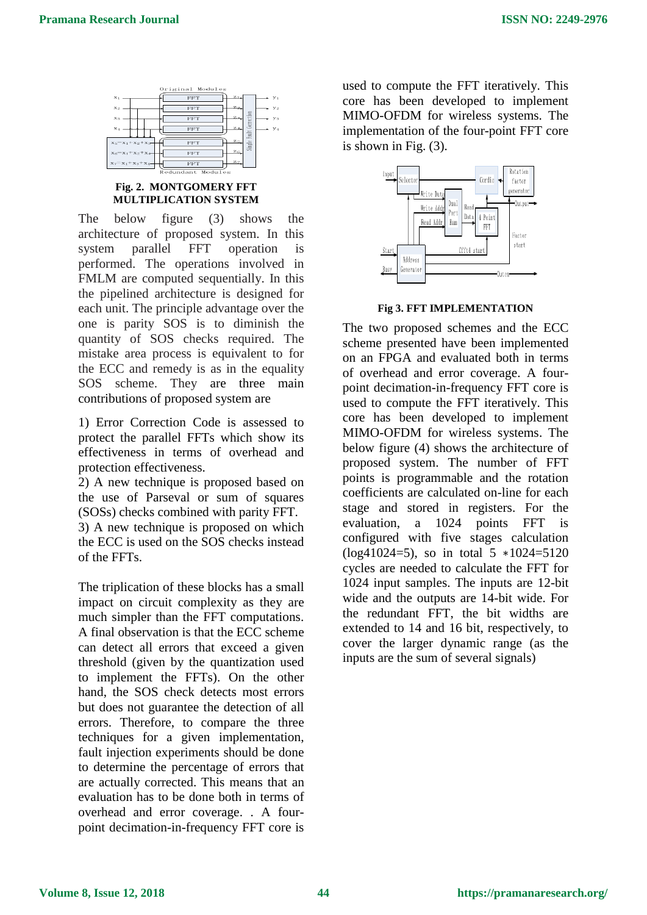**Fig. 2. MONTGOMERY FFT MULTIPLICATION SYSTEM**

The below figure (3) shows the architecture of proposed system. In this system parallel FFT operation is performed. The operations involved in FMLM are computed sequentially. In this the pipelined architecture is designed for each unit. The principle advantage over the one is parity SOS is to diminish the quantity of SOS checks required. The mistake area process is equivalent to for the ECC and remedy is as in the equality SOS scheme. They are three main contributions of proposed system are

1) Error Correction Code is assessed to protect the parallel FFTs which show its effectiveness in terms of overhead and protection effectiveness.
2) A new technique is proposed based on the use of Parseval or sum of squares (SOSs) checks combined with parity FFT.
3) A new technique is proposed on which the ECC is used on the SOS checks instead of the FFTs.

The triplication of these blocks has a small impact on circuit complexity as they are much simpler than the FFT computations. A final observation is that the ECC scheme can detect all errors that exceed a given threshold (given by the quantization used to implement the FFTs). On the other hand, the SOS check detects most errors but does not guarantee the detection of all errors. Therefore, to compare the three techniques for a given implementation, fault injection experiments should be done to determine the percentage of errors that are actually corrected. This means that an evaluation has to be done both in terms of overhead and error coverage. . A four-point decimation-in-frequency FFT core is used to compute the FFT iteratively. This core has been developed to implement MIMO-OFDM for wireless systems. The implementation of the four-point FFT core is shown in Fig. (3).

**Fig 3. FFT IMPLEMENTATION**

The two proposed schemes and the ECC scheme presented have been implemented on an FPGA and evaluated both in terms of overhead and error coverage. A four-point decimation-in-frequency FFT core is used to compute the FFT iteratively. This core has been developed to implement MIMO-OFDM for wireless systems. The below figure (4) shows the architecture of proposed system. The number of FFT points is programmable and the rotation coefficients are calculated on-line for each stage and stored in registers. For the evaluation, a 1024 points FFT is configured with five stages calculation ($\log_4 1024=5$), so in total $5 * 1024=5120$ cycles are needed to calculate the FFT for 1024 input samples. The inputs are 12-bit wide and the outputs are 14-bit wide. For the redundant FFT, the bit widths are extended to 14 and 16 bit, respectively, to cover the larger dynamic range (as the inputs are the sum of several signals)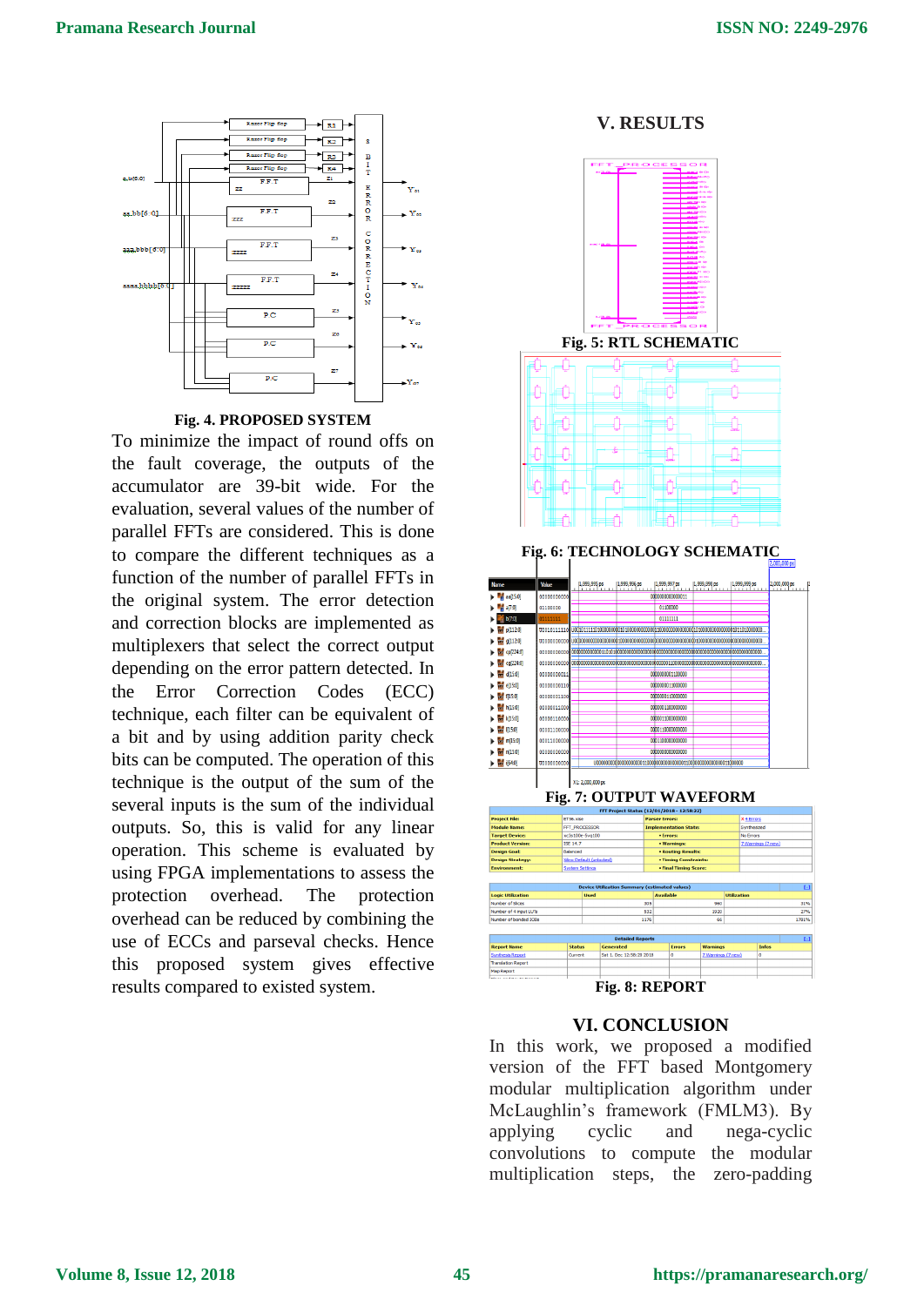Fig. 4. PROPOSED SYSTEM

To minimize the impact of round offs on the fault coverage, the outputs of the accumulator are 39-bit wide. For the evaluation, several values of the number of parallel FFTs are considered. This is done to compare the different techniques as a function of the number of parallel FFTs in the original system. The error detection and correction blocks are implemented as multiplexers that select the correct output depending on the error pattern detected. In the Error Correction Codes (ECC) technique, each filter can be equivalent of a bit and by using addition parity check bits can be computed. The operation of this technique is the output of the sum of the several inputs is the sum of the individual outputs. So, this is valid for any linear operation. This scheme is evaluated by using FPGA implementations to assess the protection overhead. The protection overhead can be reduced by combining the use of ECCs and parseval checks. Hence this proposed system gives effective results compared to existed system.

## V. RESULTS

Fig. 5: RTL SCHEMATIC

Fig. 6: TECHNOLOGY SCHEMATIC

Fig. 7: OUTPUT WAVEFORM

Fig. 8: REPORT

## VI. CONCLUSION

In this work, we proposed a modified version of the FFT based Montgomery modular multiplication algorithm under McLaughlin's framework (FMLM3). By applying cyclic and nega-cyclic convolutions to compute the modular multiplication steps, the zero-padding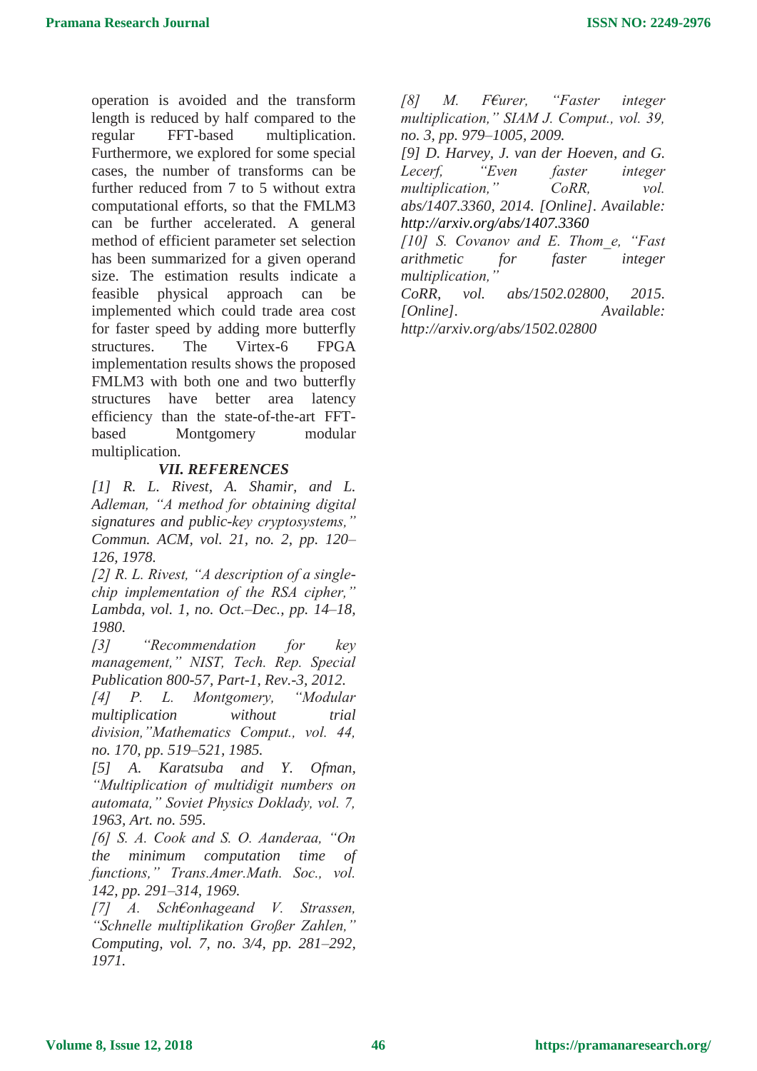operation is avoided and the transform length is reduced by half compared to the regular FFT-based multiplication. Furthermore, we explored for some special cases, the number of transforms can be further reduced from 7 to 5 without extra computational efforts, so that the FMLM3 can be further accelerated. A general method of efficient parameter set selection has been summarized for a given operand size. The estimation results indicate a feasible physical approach can be implemented which could trade area cost for faster speed by adding more butterfly structures. The Virtex-6 FPGA implementation results shows the proposed FMLM3 with both one and two butterfly structures have better area latency efficiency than the state-of-the-art FFT-based Montgomery modular multiplication.

### *VII. REFERENCES*

*[1] R. L. Rivest, A. Shamir, and L. Adleman, "A method for obtaining digital signatures and public-key cryptosystems," Commun. ACM, vol. 21, no. 2, pp. 120–126, 1978.*

*[2] R. L. Rivest, "A description of a single-chip implementation of the RSA cipher," Lambda, vol. 1, no. Oct.–Dec., pp. 14–18, 1980.*

*[3] "Recommendation for key management," NIST, Tech. Rep. Special Publication 800-57, Part-1, Rev.-3, 2012.*

*[4] P. L. Montgomery, "Modular multiplication without trial division,"Mathematics Comput., vol. 44, no. 170, pp. 519–521, 1985.*

*[5] A. Karatsuba and Y. Ofman, "Multiplication of multidigit numbers on automata," Soviet Physics Doklady, vol. 7, 1963, Art. no. 595.*

*[6] S. A. Cook and S. O. Aanderaa, "On the minimum computation time of functions," Trans.Amer.Math. Soc., vol. 142, pp. 291–314, 1969.*

*[7] A. Sch€onhageand V. Strassen, "Schnelle multiplikation Großer Zahlen," Computing, vol. 7, no. 3/4, pp. 281–292, 1971.*

*[8] M. F€urer, "Faster integer multiplication," SIAM J. Comput., vol. 39, no. 3, pp. 979–1005, 2009.*

*[9] D. Harvey, J. van der Hoeven, and G. Lecerf, "Even faster integer multiplication," CoRR, vol. abs/1407.3360, 2014. [Online]. Available: http://arxiv.org/abs/1407.3360*

*[10] S. Covanov and E. Thom_e, "Fast arithmetic for faster integer multiplication," CoRR, vol. abs/1502.02800, 2015. [Online]. Available: http://arxiv.org/abs/1502.02800*